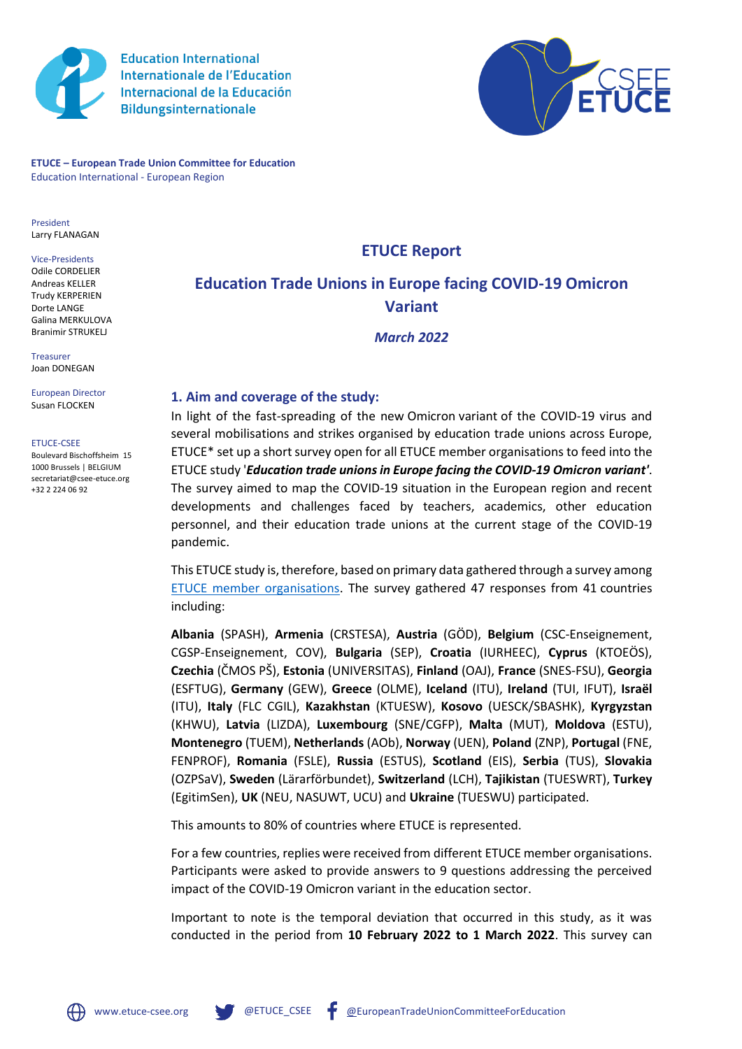Education International
Internationale de l'Education
Internacional de la Educación
Bildungsinternationale

**ETUCE – European Trade Union Committee for Education**
Education International - European Region

President
Larry FLANAGAN

Vice-Presidents
Odile CORDELIER
Andreas KELLER
Trudy KERPERIEN
Dorte LANGE
Galina MERKULOVA
Branimir STRUKELJ

Treasurer
Joan DONEGAN

European Director
Susan FLOCKEN

ETUCE-CSEE
Boulevard Bischoffsheim 15
1000 Brussels | BELGIUM
secretariat@csee-etuce.org
+32 2 224 06 92

# ETUCE Report

# Education Trade Unions in Europe facing COVID-19 Omicron Variant

***March 2022***

## 1. Aim and coverage of the study:

In light of the fast-spreading of the new Omicron variant of the COVID-19 virus and several mobilisations and strikes organised by education trade unions across Europe, ETUCE* set up a short survey open for all ETUCE member organisations to feed into the ETUCE study '***Education trade unions in Europe facing the COVID-19 Omicron variant'***. The survey aimed to map the COVID-19 situation in the European region and recent developments and challenges faced by teachers, academics, other education personnel, and their education trade unions at the current stage of the COVID-19 pandemic.

This ETUCE study is, therefore, based on primary data gathered through a survey among ETUCE member organisations. The survey gathered 47 responses from 41 countries including:

**Albania** (SPASH), **Armenia** (CRSTESA), **Austria** (GÖD), **Belgium** (CSC-Enseignement, CGSP-Enseignement, COV), **Bulgaria** (SEP), **Croatia** (IURHEEC), **Cyprus** (KTOEÖS), **Czechia** (ČMOS PŠ), **Estonia** (UNIVERSITAS), **Finland** (OAJ), **France** (SNES-FSU), **Georgia** (ESFTUG), **Germany** (GEW), **Greece** (OLME), **Iceland** (ITU), **Ireland** (TUI, IFUT), **Israël** (ITU), **Italy** (FLC CGIL), **Kazakhstan** (KTUESW), **Kosovo** (UESCK/SBASHK), **Kyrgyzstan** (KHWU), **Latvia** (LIZDA), **Luxembourg** (SNE/CGFP), **Malta** (MUT), **Moldova** (ESTU), **Montenegro** (TUEM), **Netherlands** (AOb), **Norway** (UEN), **Poland** (ZNP), **Portugal** (FNE, FENPROF), **Romania** (FSLE), **Russia** (ESTUS), **Scotland** (EIS), **Serbia** (TUS), **Slovakia** (OZPSaV), **Sweden** (Lärarförbundet), **Switzerland** (LCH), **Tajikistan** (TUESWRT), **Turkey** (EgitimSen), **UK** (NEU, NASUWT, UCU) and **Ukraine** (TUESWU) participated.

This amounts to 80% of countries where ETUCE is represented.

For a few countries, replies were received from different ETUCE member organisations. Participants were asked to provide answers to 9 questions addressing the perceived impact of the COVID-19 Omicron variant in the education sector.

Important to note is the temporal deviation that occurred in this study, as it was conducted in the period from **10 February 2022 to 1 March 2022**. This survey can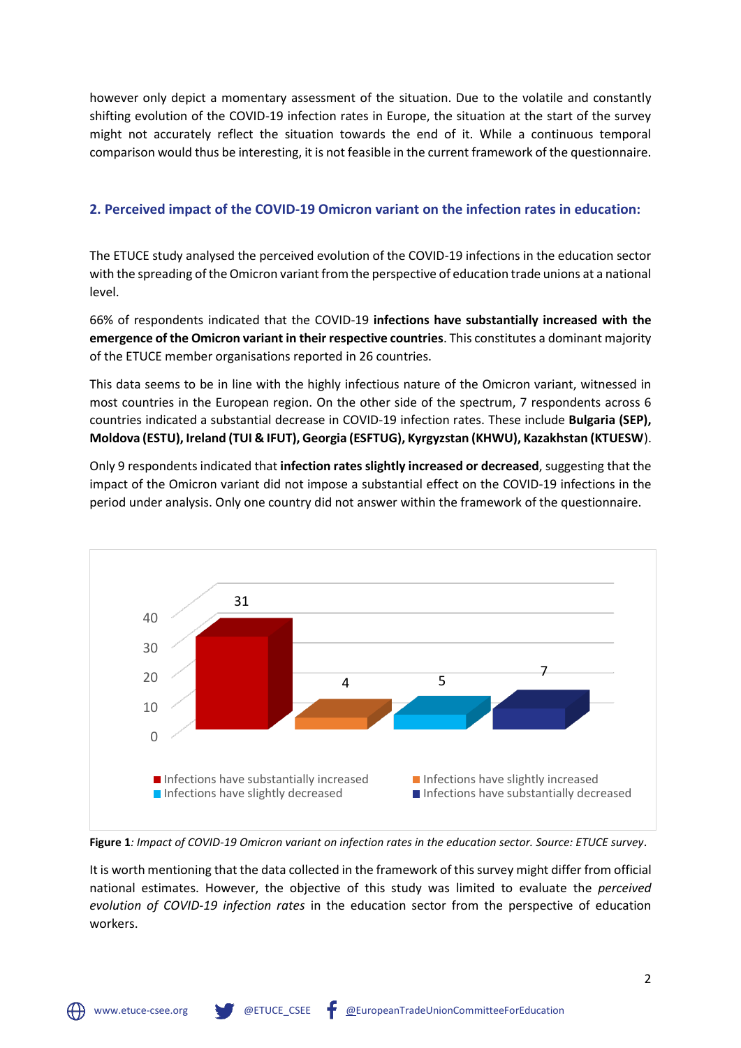however only depict a momentary assessment of the situation. Due to the volatile and constantly shifting evolution of the COVID-19 infection rates in Europe, the situation at the start of the survey might not accurately reflect the situation towards the end of it. While a continuous temporal comparison would thus be interesting, it is not feasible in the current framework of the questionnaire.

## 2. Perceived impact of the COVID-19 Omicron variant on the infection rates in education:

The ETUCE study analysed the perceived evolution of the COVID-19 infections in the education sector with the spreading of the Omicron variant from the perspective of education trade unions at a national level.

66% of respondents indicated that the COVID-19 **infections have substantially increased with the emergence of the Omicron variant in their respective countries**. This constitutes a dominant majority of the ETUCE member organisations reported in 26 countries.

This data seems to be in line with the highly infectious nature of the Omicron variant, witnessed in most countries in the European region. On the other side of the spectrum, 7 respondents across 6 countries indicated a substantial decrease in COVID-19 infection rates. These include **Bulgaria (SEP), Moldova (ESTU), Ireland (TUI & IFUT), Georgia (ESFTUG), Kyrgyzstan (KHWU), Kazakhstan (KTUESW**).

Only 9 respondents indicated that **infection rates slightly increased or decreased**, suggesting that the impact of the Omicron variant did not impose a substantial effect on the COVID-19 infections in the period under analysis. Only one country did not answer within the framework of the questionnaire.

| Response | Number of respondents |
|---|---|
| Infections have substantially increased | 31 |
| Infections have slightly increased | 4 |
| Infections have slightly decreased | 5 |
| Infections have substantially decreased | 7 |

**Figure 1**: *Impact of COVID-19 Omicron variant on infection rates in the education sector. Source: ETUCE survey*.

It is worth mentioning that the data collected in the framework of this survey might differ from official national estimates. However, the objective of this study was limited to evaluate the *perceived evolution of COVID-19 infection rates* in the education sector from the perspective of education workers.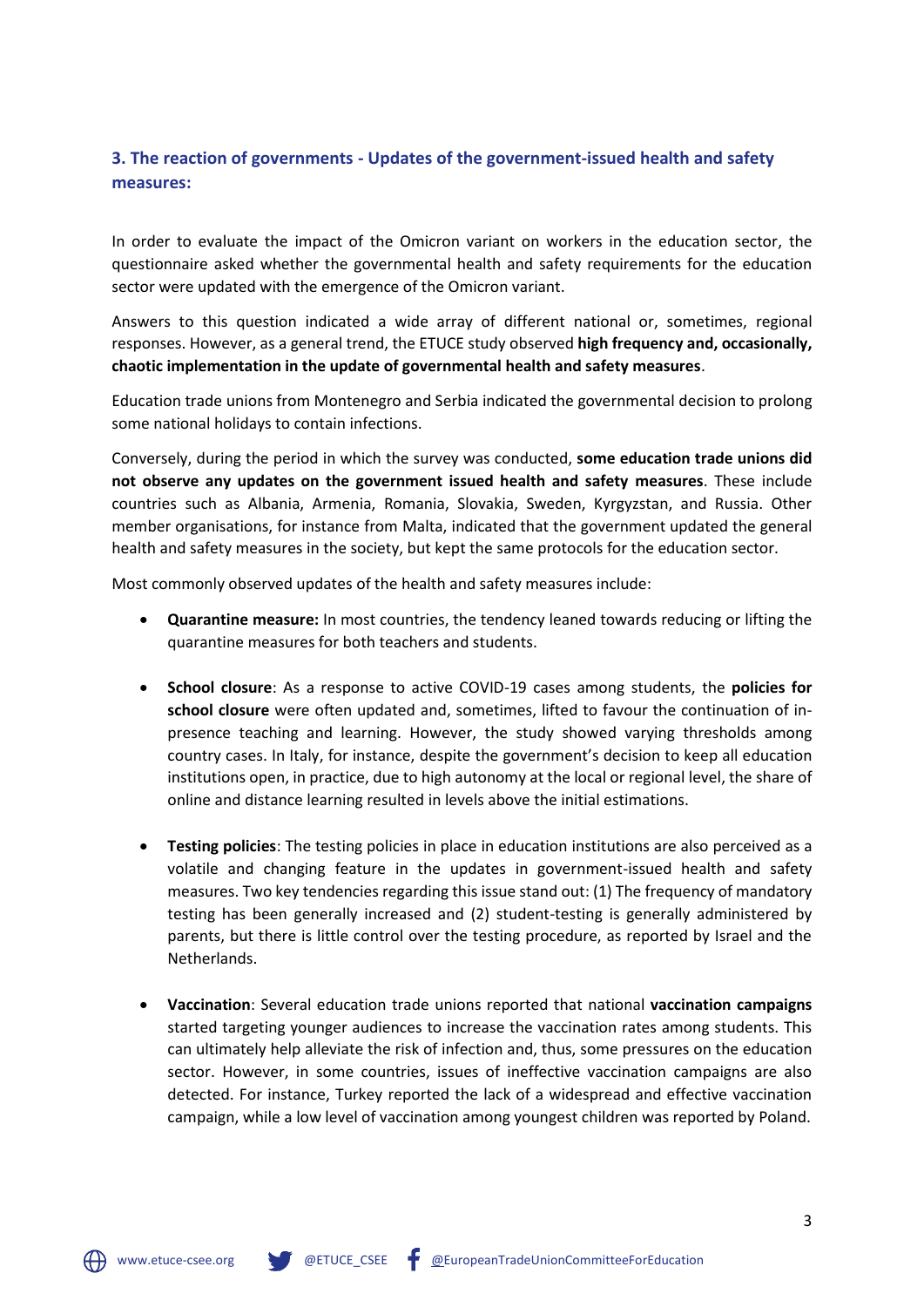## 3. The reaction of governments - Updates of the government-issued health and safety measures:

In order to evaluate the impact of the Omicron variant on workers in the education sector, the questionnaire asked whether the governmental health and safety requirements for the education sector were updated with the emergence of the Omicron variant.

Answers to this question indicated a wide array of different national or, sometimes, regional responses. However, as a general trend, the ETUCE study observed **high frequency and, occasionally, chaotic implementation in the update of governmental health and safety measures**.

Education trade unions from Montenegro and Serbia indicated the governmental decision to prolong some national holidays to contain infections.

Conversely, during the period in which the survey was conducted, **some education trade unions did not observe any updates on the government issued health and safety measures**. These include countries such as Albania, Armenia, Romania, Slovakia, Sweden, Kyrgyzstan, and Russia. Other member organisations, for instance from Malta, indicated that the government updated the general health and safety measures in the society, but kept the same protocols for the education sector.

Most commonly observed updates of the health and safety measures include:

- **Quarantine measure:** In most countries, the tendency leaned towards reducing or lifting the quarantine measures for both teachers and students.

- **School closure**: As a response to active COVID-19 cases among students, the **policies for school closure** were often updated and, sometimes, lifted to favour the continuation of in-presence teaching and learning. However, the study showed varying thresholds among country cases. In Italy, for instance, despite the government's decision to keep all education institutions open, in practice, due to high autonomy at the local or regional level, the share of online and distance learning resulted in levels above the initial estimations.

- **Testing policies**: The testing policies in place in education institutions are also perceived as a volatile and changing feature in the updates in government-issued health and safety measures. Two key tendencies regarding this issue stand out: (1) The frequency of mandatory testing has been generally increased and (2) student-testing is generally administered by parents, but there is little control over the testing procedure, as reported by Israel and the Netherlands.

- **Vaccination**: Several education trade unions reported that national **vaccination campaigns** started targeting younger audiences to increase the vaccination rates among students. This can ultimately help alleviate the risk of infection and, thus, some pressures on the education sector. However, in some countries, issues of ineffective vaccination campaigns are also detected. For instance, Turkey reported the lack of a widespread and effective vaccination campaign, while a low level of vaccination among youngest children was reported by Poland.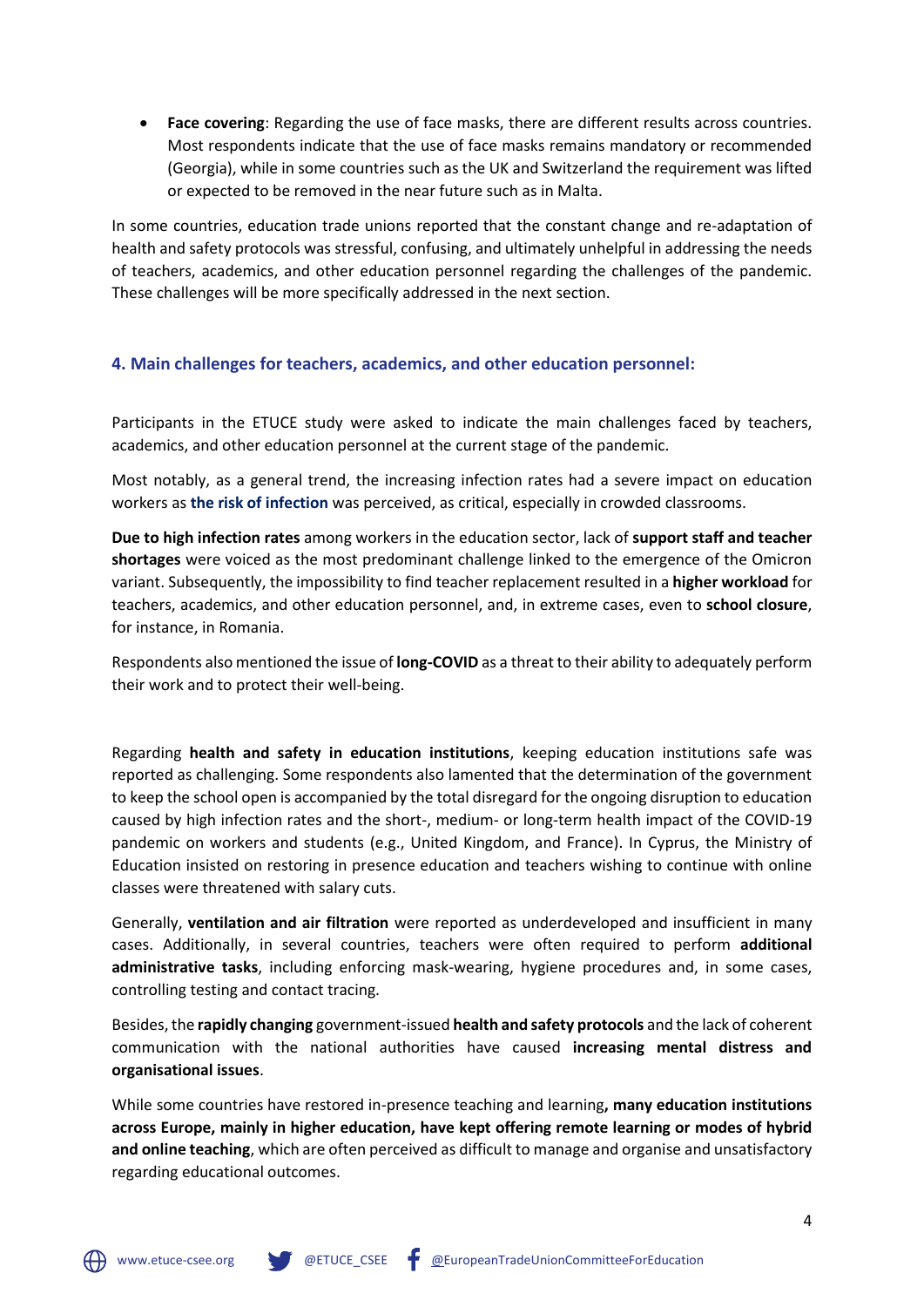- **Face covering**: Regarding the use of face masks, there are different results across countries. Most respondents indicate that the use of face masks remains mandatory or recommended (Georgia), while in some countries such as the UK and Switzerland the requirement was lifted or expected to be removed in the near future such as in Malta.

In some countries, education trade unions reported that the constant change and re-adaptation of health and safety protocols was stressful, confusing, and ultimately unhelpful in addressing the needs of teachers, academics, and other education personnel regarding the challenges of the pandemic. These challenges will be more specifically addressed in the next section.

### 4. Main challenges for teachers, academics, and other education personnel:

Participants in the ETUCE study were asked to indicate the main challenges faced by teachers, academics, and other education personnel at the current stage of the pandemic.

Most notably, as a general trend, the increasing infection rates had a severe impact on education workers as **the risk of infection** was perceived, as critical, especially in crowded classrooms.

**Due to high infection rates** among workers in the education sector, lack of **support staff and teacher shortages** were voiced as the most predominant challenge linked to the emergence of the Omicron variant. Subsequently, the impossibility to find teacher replacement resulted in a **higher workload** for teachers, academics, and other education personnel, and, in extreme cases, even to **school closure**, for instance, in Romania.

Respondents also mentioned the issue of **long-COVID** as a threat to their ability to adequately perform their work and to protect their well-being.

Regarding **health and safety in education institutions**, keeping education institutions safe was reported as challenging. Some respondents also lamented that the determination of the government to keep the school open is accompanied by the total disregard for the ongoing disruption to education caused by high infection rates and the short-, medium- or long-term health impact of the COVID-19 pandemic on workers and students (e.g., United Kingdom, and France). In Cyprus, the Ministry of Education insisted on restoring in presence education and teachers wishing to continue with online classes were threatened with salary cuts.

Generally, **ventilation and air filtration** were reported as underdeveloped and insufficient in many cases. Additionally, in several countries, teachers were often required to perform **additional administrative tasks**, including enforcing mask-wearing, hygiene procedures and, in some cases, controlling testing and contact tracing.

Besides, the **rapidly changing** government-issued **health and safety protocols** and the lack of coherent communication with the national authorities have caused **increasing mental distress and organisational issues**.

While some countries have restored in-presence teaching and learning**, many education institutions across Europe, mainly in higher education, have kept offering remote learning or modes of hybrid and online teaching**, which are often perceived as difficult to manage and organise and unsatisfactory regarding educational outcomes.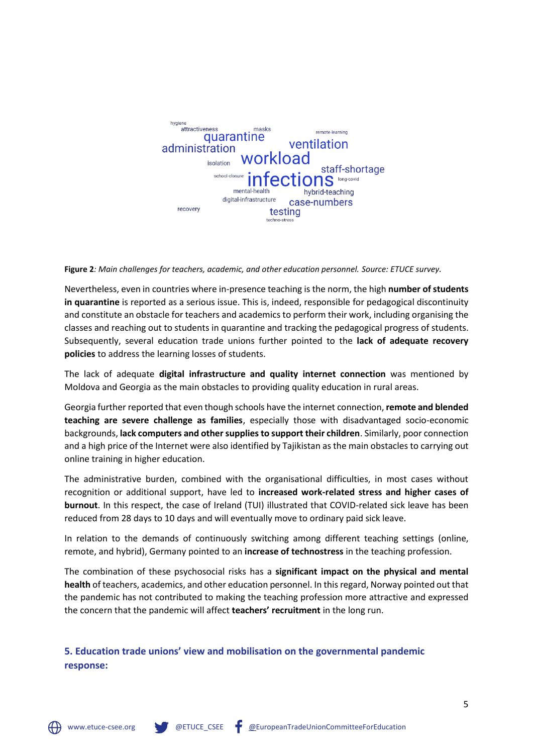**Figure 2***: Main challenges for teachers, academic, and other education personnel. Source: ETUCE survey.*

Nevertheless, even in countries where in-presence teaching is the norm, the high **number of students in quarantine** is reported as a serious issue. This is, indeed, responsible for pedagogical discontinuity and constitute an obstacle for teachers and academics to perform their work, including organising the classes and reaching out to students in quarantine and tracking the pedagogical progress of students. Subsequently, several education trade unions further pointed to the **lack of adequate recovery policies** to address the learning losses of students.

The lack of adequate **digital infrastructure and quality internet connection** was mentioned by Moldova and Georgia as the main obstacles to providing quality education in rural areas.

Georgia further reported that even though schools have the internet connection, **remote and blended teaching are severe challenge as families**, especially those with disadvantaged socio-economic backgrounds, **lack computers and other supplies to support their children**. Similarly, poor connection and a high price of the Internet were also identified by Tajikistan as the main obstacles to carrying out online training in higher education.

The administrative burden, combined with the organisational difficulties, in most cases without recognition or additional support, have led to **increased work-related stress and higher cases of burnout**. In this respect, the case of Ireland (TUI) illustrated that COVID-related sick leave has been reduced from 28 days to 10 days and will eventually move to ordinary paid sick leave.

In relation to the demands of continuously switching among different teaching settings (online, remote, and hybrid), Germany pointed to an **increase of technostress** in the teaching profession.

The combination of these psychosocial risks has a **significant impact on the physical and mental health** of teachers, academics, and other education personnel. In this regard, Norway pointed out that the pandemic has not contributed to making the teaching profession more attractive and expressed the concern that the pandemic will affect **teachers' recruitment** in the long run.

## 5. Education trade unions' view and mobilisation on the governmental pandemic response: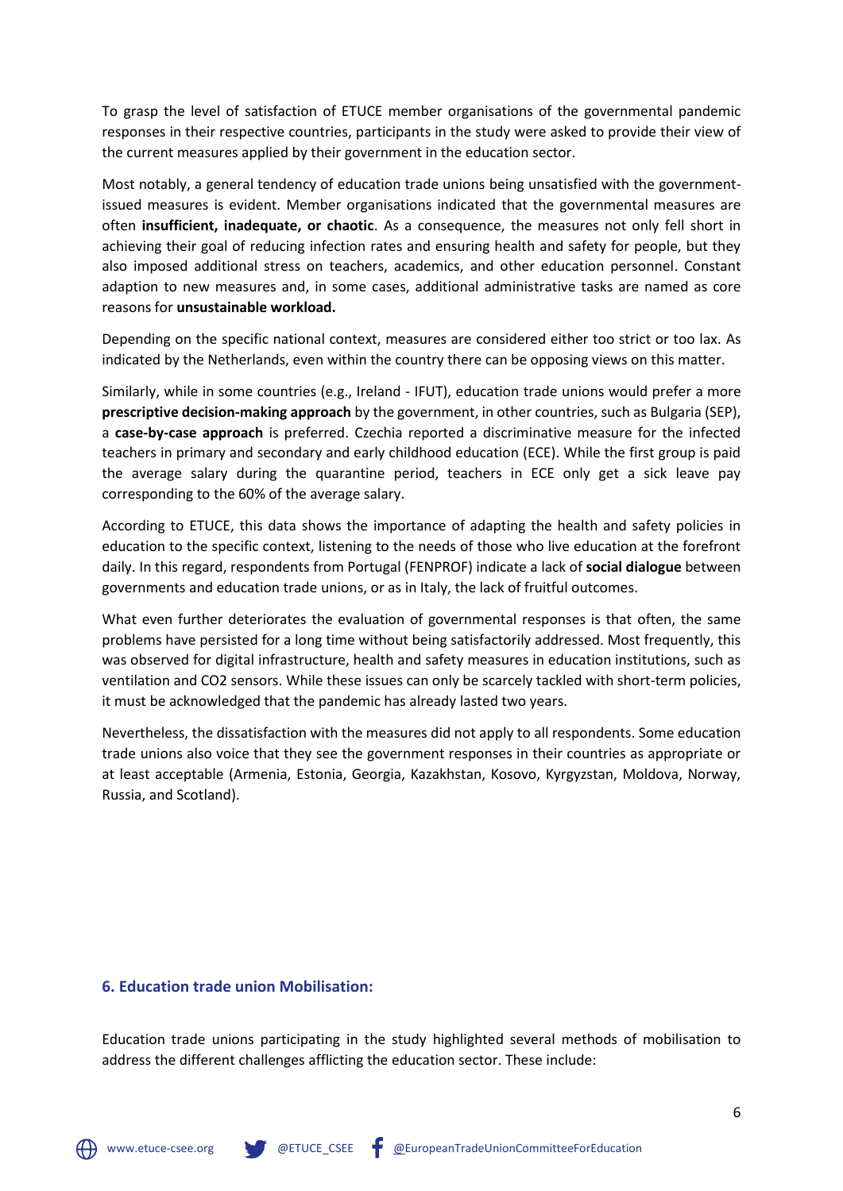To grasp the level of satisfaction of ETUCE member organisations of the governmental pandemic responses in their respective countries, participants in the study were asked to provide their view of the current measures applied by their government in the education sector.

Most notably, a general tendency of education trade unions being unsatisfied with the government-issued measures is evident. Member organisations indicated that the governmental measures are often **insufficient, inadequate, or chaotic**. As a consequence, the measures not only fell short in achieving their goal of reducing infection rates and ensuring health and safety for people, but they also imposed additional stress on teachers, academics, and other education personnel. Constant adaption to new measures and, in some cases, additional administrative tasks are named as core reasons for **unsustainable workload.**

Depending on the specific national context, measures are considered either too strict or too lax. As indicated by the Netherlands, even within the country there can be opposing views on this matter.

Similarly, while in some countries (e.g., Ireland - IFUT), education trade unions would prefer a more **prescriptive decision-making approach** by the government, in other countries, such as Bulgaria (SEP), a **case-by-case approach** is preferred. Czechia reported a discriminative measure for the infected teachers in primary and secondary and early childhood education (ECE). While the first group is paid the average salary during the quarantine period, teachers in ECE only get a sick leave pay corresponding to the 60% of the average salary.

According to ETUCE, this data shows the importance of adapting the health and safety policies in education to the specific context, listening to the needs of those who live education at the forefront daily. In this regard, respondents from Portugal (FENPROF) indicate a lack of **social dialogue** between governments and education trade unions, or as in Italy, the lack of fruitful outcomes.

What even further deteriorates the evaluation of governmental responses is that often, the same problems have persisted for a long time without being satisfactorily addressed. Most frequently, this was observed for digital infrastructure, health and safety measures in education institutions, such as ventilation and CO2 sensors. While these issues can only be scarcely tackled with short-term policies, it must be acknowledged that the pandemic has already lasted two years.

Nevertheless, the dissatisfaction with the measures did not apply to all respondents. Some education trade unions also voice that they see the government responses in their countries as appropriate or at least acceptable (Armenia, Estonia, Georgia, Kazakhstan, Kosovo, Kyrgyzstan, Moldova, Norway, Russia, and Scotland).

## 6. Education trade union Mobilisation:

Education trade unions participating in the study highlighted several methods of mobilisation to address the different challenges afflicting the education sector. These include: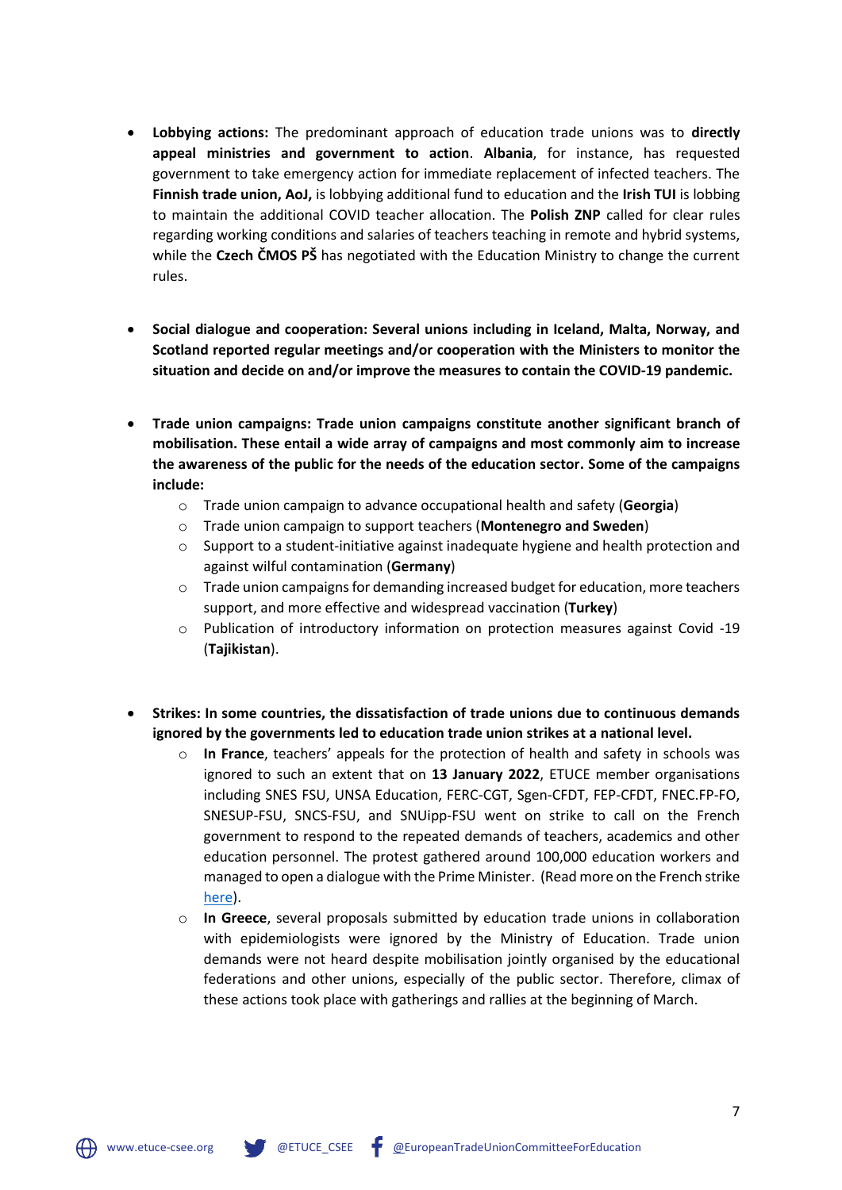- **Lobbying actions:** The predominant approach of education trade unions was to **directly appeal ministries and government to action**. **Albania**, for instance, has requested government to take emergency action for immediate replacement of infected teachers. The **Finnish trade union, AoJ,** is lobbying additional fund to education and the **Irish TUI** is lobbing to maintain the additional COVID teacher allocation. The **Polish ZNP** called for clear rules regarding working conditions and salaries of teachers teaching in remote and hybrid systems, while the **Czech ČMOS PŠ** has negotiated with the Education Ministry to change the current rules.

- **Social dialogue and cooperation: Several unions including in Iceland, Malta, Norway, and Scotland reported regular meetings and/or cooperation with the Ministers to monitor the situation and decide on and/or improve the measures to contain the COVID-19 pandemic.**

- **Trade union campaigns: Trade union campaigns constitute another significant branch of mobilisation. These entail a wide array of campaigns and most commonly aim to increase the awareness of the public for the needs of the education sector. Some of the campaigns include:**
  - Trade union campaign to advance occupational health and safety (**Georgia**)
  - Trade union campaign to support teachers (**Montenegro and Sweden**)
  - Support to a student-initiative against inadequate hygiene and health protection and against wilful contamination (**Germany**)
  - Trade union campaigns for demanding increased budget for education, more teachers support, and more effective and widespread vaccination (**Turkey**)
  - Publication of introductory information on protection measures against Covid -19 (**Tajikistan**).

- **Strikes: In some countries, the dissatisfaction of trade unions due to continuous demands ignored by the governments led to education trade union strikes at a national level.**
  - **In France**, teachers' appeals for the protection of health and safety in schools was ignored to such an extent that on **13 January 2022**, ETUCE member organisations including SNES FSU, UNSA Education, FERC-CGT, Sgen-CFDT, FEP-CFDT, FNEC.FP-FO, SNESUP-FSU, SNCS-FSU, and SNUipp-FSU went on strike to call on the French government to respond to the repeated demands of teachers, academics and other education personnel. The protest gathered around 100,000 education workers and managed to open a dialogue with the Prime Minister. (Read more on the French strike here).
  - **In Greece**, several proposals submitted by education trade unions in collaboration with epidemiologists were ignored by the Ministry of Education. Trade union demands were not heard despite mobilisation jointly organised by the educational federations and other unions, especially of the public sector. Therefore, climax of these actions took place with gatherings and rallies at the beginning of March.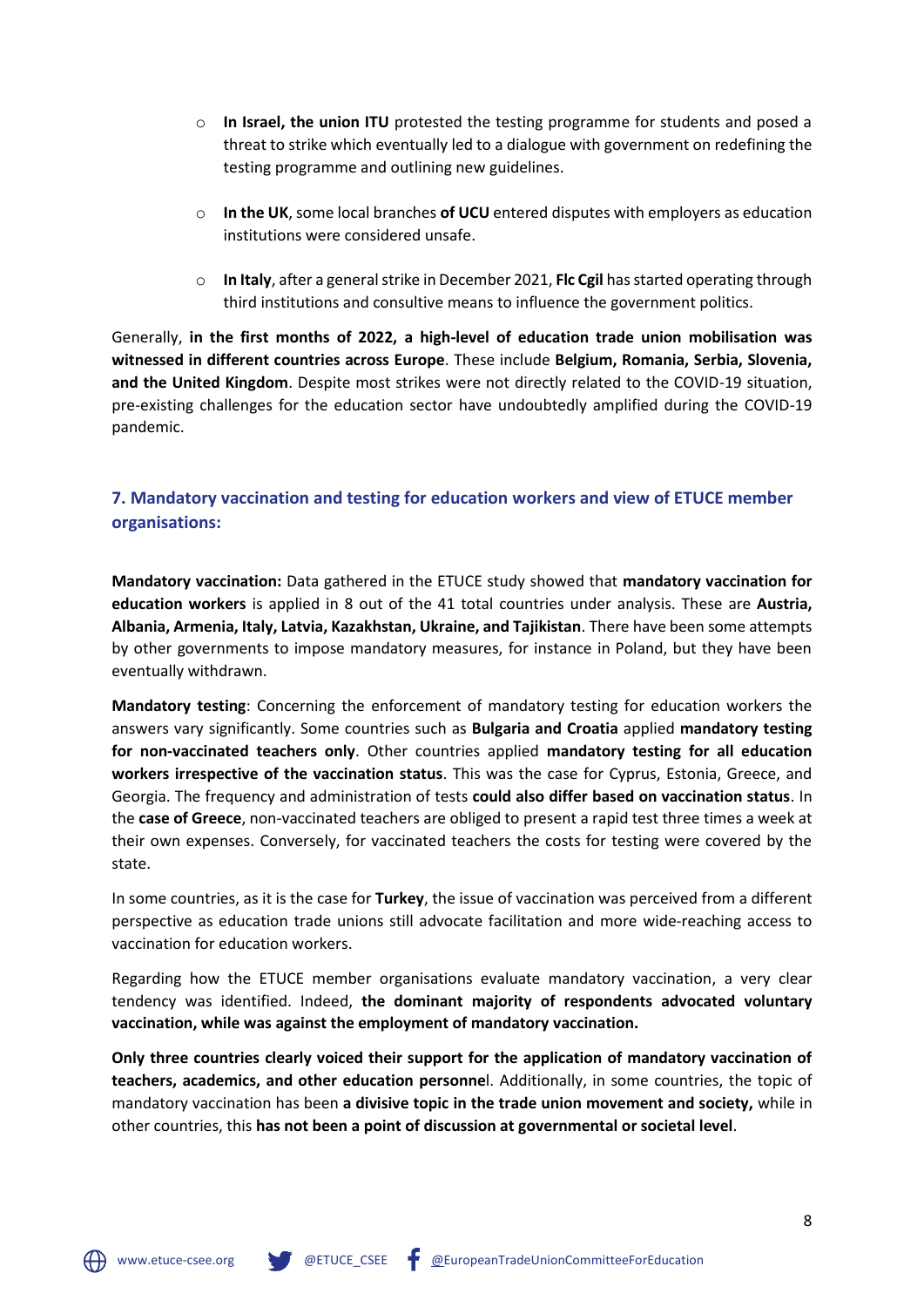- **In Israel, the union ITU** protested the testing programme for students and posed a threat to strike which eventually led to a dialogue with government on redefining the testing programme and outlining new guidelines.
- **In the UK**, some local branches **of UCU** entered disputes with employers as education institutions were considered unsafe.
- **In Italy**, after a general strike in December 2021, **Flc Cgil** has started operating through third institutions and consultive means to influence the government politics.

Generally, **in the first months of 2022, a high-level of education trade union mobilisation was witnessed in different countries across Europe**. These include **Belgium, Romania, Serbia, Slovenia, and the United Kingdom**. Despite most strikes were not directly related to the COVID-19 situation, pre-existing challenges for the education sector have undoubtedly amplified during the COVID-19 pandemic.

## 7. Mandatory vaccination and testing for education workers and view of ETUCE member organisations:

**Mandatory vaccination:** Data gathered in the ETUCE study showed that **mandatory vaccination for education workers** is applied in 8 out of the 41 total countries under analysis. These are **Austria, Albania, Armenia, Italy, Latvia, Kazakhstan, Ukraine, and Tajikistan**. There have been some attempts by other governments to impose mandatory measures, for instance in Poland, but they have been eventually withdrawn.

**Mandatory testing**: Concerning the enforcement of mandatory testing for education workers the answers vary significantly. Some countries such as **Bulgaria and Croatia** applied **mandatory testing for non-vaccinated teachers only**. Other countries applied **mandatory testing for all education workers irrespective of the vaccination status**. This was the case for Cyprus, Estonia, Greece, and Georgia. The frequency and administration of tests **could also differ based on vaccination status**. In the **case of Greece**, non-vaccinated teachers are obliged to present a rapid test three times a week at their own expenses. Conversely, for vaccinated teachers the costs for testing were covered by the state.

In some countries, as it is the case for **Turkey**, the issue of vaccination was perceived from a different perspective as education trade unions still advocate facilitation and more wide-reaching access to vaccination for education workers.

Regarding how the ETUCE member organisations evaluate mandatory vaccination, a very clear tendency was identified. Indeed, **the dominant majority of respondents advocated voluntary vaccination, while was against the employment of mandatory vaccination.**

**Only three countries clearly voiced their support for the application of mandatory vaccination of teachers, academics, and other education personne**l. Additionally, in some countries, the topic of mandatory vaccination has been **a divisive topic in the trade union movement and society,** while in other countries, this **has not been a point of discussion at governmental or societal level**.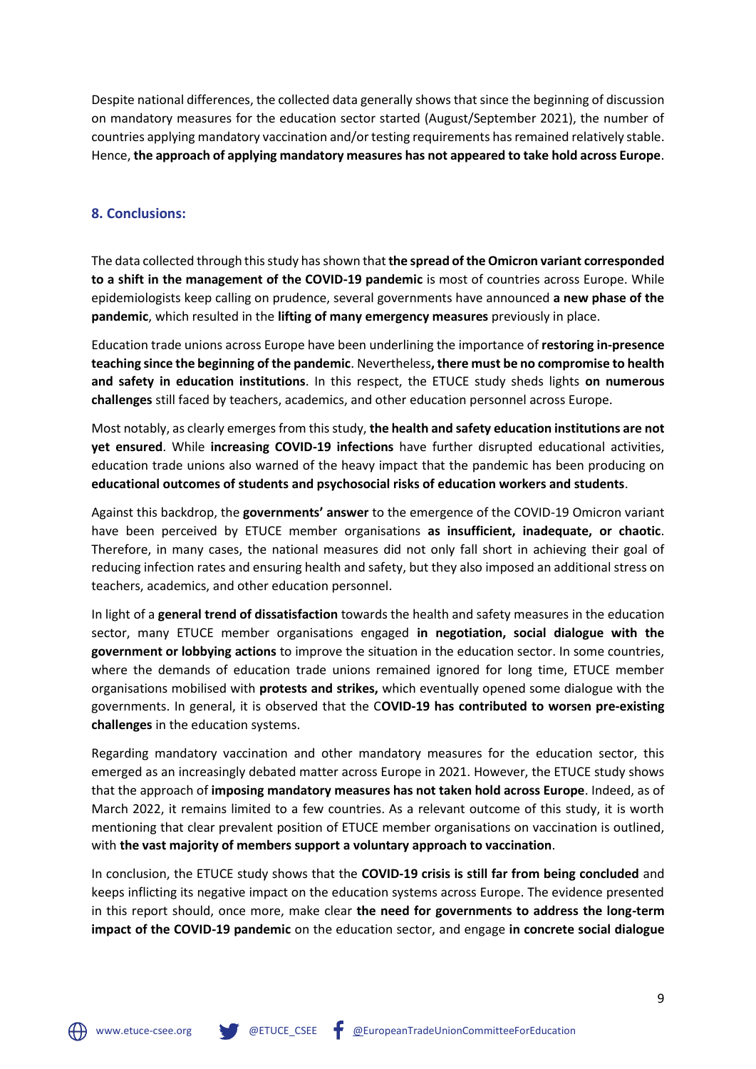Despite national differences, the collected data generally shows that since the beginning of discussion on mandatory measures for the education sector started (August/September 2021), the number of countries applying mandatory vaccination and/or testing requirements has remained relatively stable. Hence, **the approach of applying mandatory measures has not appeared to take hold across Europe**.

### 8. Conclusions:

The data collected through this study has shown that **the spread of the Omicron variant corresponded to a shift in the management of the COVID-19 pandemic** is most of countries across Europe. While epidemiologists keep calling on prudence, several governments have announced **a new phase of the pandemic**, which resulted in the **lifting of many emergency measures** previously in place.

Education trade unions across Europe have been underlining the importance of **restoring in-presence teaching since the beginning of the pandemic**. Nevertheless**, there must be no compromise to health and safety in education institutions**. In this respect, the ETUCE study sheds lights **on numerous challenges** still faced by teachers, academics, and other education personnel across Europe.

Most notably, as clearly emerges from this study, **the health and safety education institutions are not yet ensured**. While **increasing COVID-19 infections** have further disrupted educational activities, education trade unions also warned of the heavy impact that the pandemic has been producing on **educational outcomes of students and psychosocial risks of education workers and students**.

Against this backdrop, the **governments' answer** to the emergence of the COVID-19 Omicron variant have been perceived by ETUCE member organisations **as insufficient, inadequate, or chaotic**. Therefore, in many cases, the national measures did not only fall short in achieving their goal of reducing infection rates and ensuring health and safety, but they also imposed an additional stress on teachers, academics, and other education personnel.

In light of a **general trend of dissatisfaction** towards the health and safety measures in the education sector, many ETUCE member organisations engaged **in negotiation, social dialogue with the government or lobbying actions** to improve the situation in the education sector. In some countries, where the demands of education trade unions remained ignored for long time, ETUCE member organisations mobilised with **protests and strikes,** which eventually opened some dialogue with the governments. In general, it is observed that the C**OVID-19 has contributed to worsen pre-existing challenges** in the education systems.

Regarding mandatory vaccination and other mandatory measures for the education sector, this emerged as an increasingly debated matter across Europe in 2021. However, the ETUCE study shows that the approach of **imposing mandatory measures has not taken hold across Europe**. Indeed, as of March 2022, it remains limited to a few countries. As a relevant outcome of this study, it is worth mentioning that clear prevalent position of ETUCE member organisations on vaccination is outlined, with **the vast majority of members support a voluntary approach to vaccination**.

In conclusion, the ETUCE study shows that the **COVID-19 crisis is still far from being concluded** and keeps inflicting its negative impact on the education systems across Europe. The evidence presented in this report should, once more, make clear **the need for governments to address the long-term impact of the COVID-19 pandemic** on the education sector, and engage **in concrete social dialogue**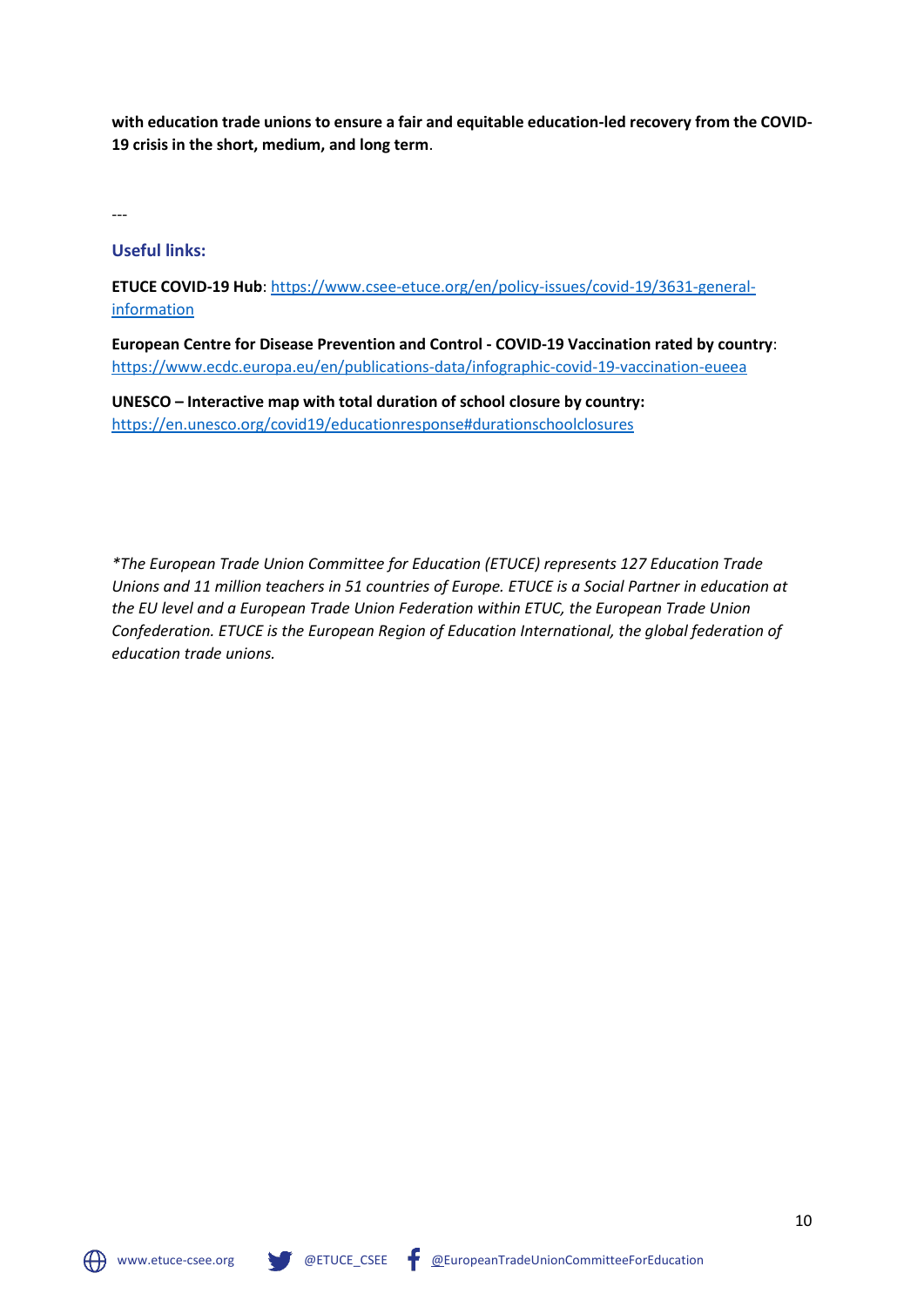**with education trade unions to ensure a fair and equitable education-led recovery from the COVID-19 crisis in the short, medium, and long term**.

---

### Useful links:

**ETUCE COVID-19 Hub**: https://www.csee-etuce.org/en/policy-issues/covid-19/3631-general-information

**European Centre for Disease Prevention and Control - COVID-19 Vaccination rated by country**: https://www.ecdc.europa.eu/en/publications-data/infographic-covid-19-vaccination-eueea

**UNESCO – Interactive map with total duration of school closure by country:** https://en.unesco.org/covid19/educationresponse#durationschoolclosures

*\*The European Trade Union Committee for Education (ETUCE) represents 127 Education Trade Unions and 11 million teachers in 51 countries of Europe. ETUCE is a Social Partner in education at the EU level and a European Trade Union Federation within ETUC, the European Trade Union Confederation. ETUCE is the European Region of Education International, the global federation of education trade unions.*